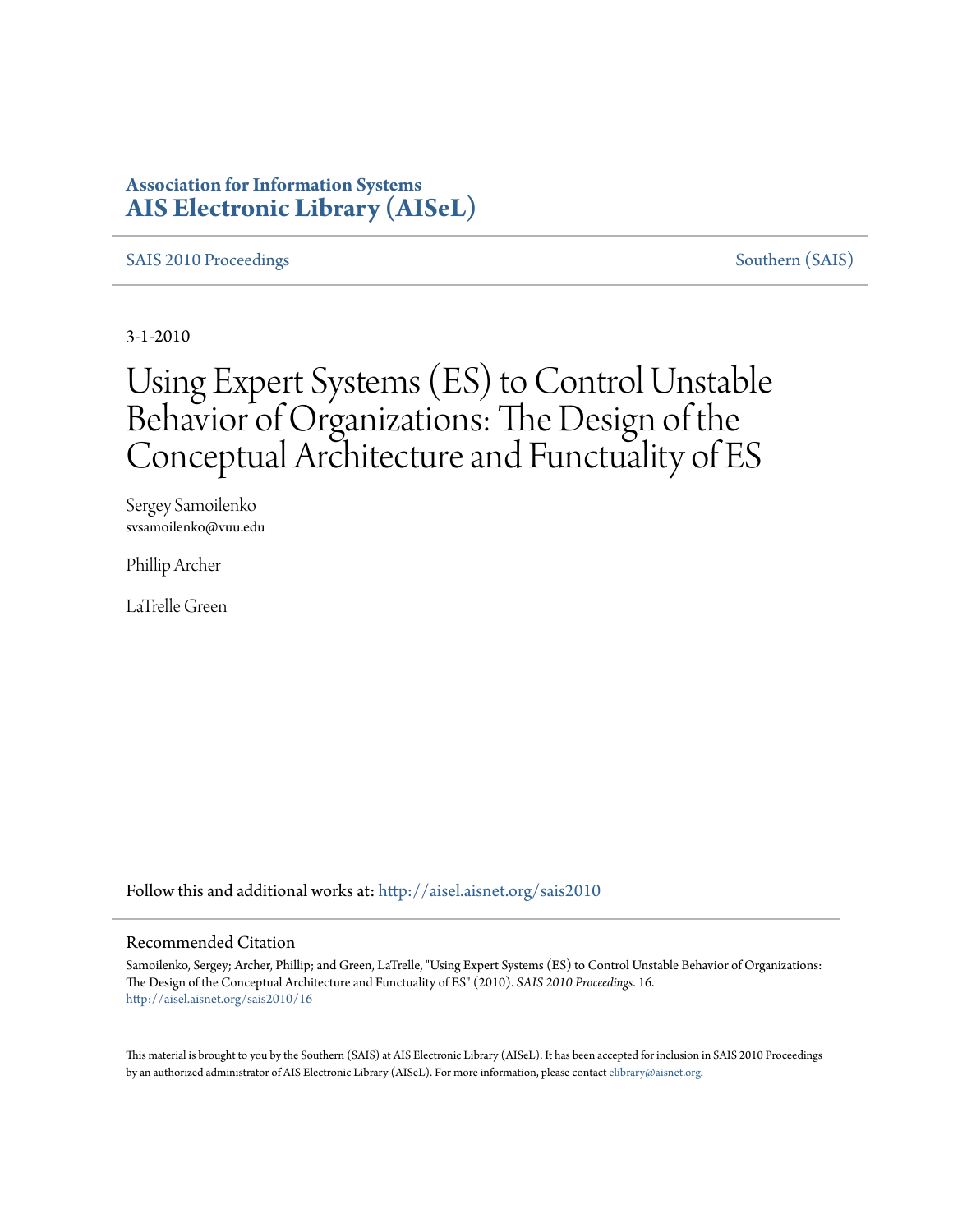**Association for Information Systems**
**AIS Electronic Library (AISeL)**

SAIS 2010 Proceedings — Southern (SAIS)

3-1-2010

# Using Expert Systems (ES) to Control Unstable Behavior of Organizations: The Design of the Conceptual Architecture and Functuality of ES

Sergey Samoilenko
svsamoilenko@vuu.edu

Phillip Archer

LaTrelle Green

Follow this and additional works at: http://aisel.aisnet.org/sais2010

## Recommended Citation

Samoilenko, Sergey; Archer, Phillip; and Green, LaTrelle, "Using Expert Systems (ES) to Control Unstable Behavior of Organizations: The Design of the Conceptual Architecture and Functuality of ES" (2010). *SAIS 2010 Proceedings*. 16.
http://aisel.aisnet.org/sais2010/16

This material is brought to you by the Southern (SAIS) at AIS Electronic Library (AISeL). It has been accepted for inclusion in SAIS 2010 Proceedings by an authorized administrator of AIS Electronic Library (AISeL). For more information, please contact elibrary@aisnet.org.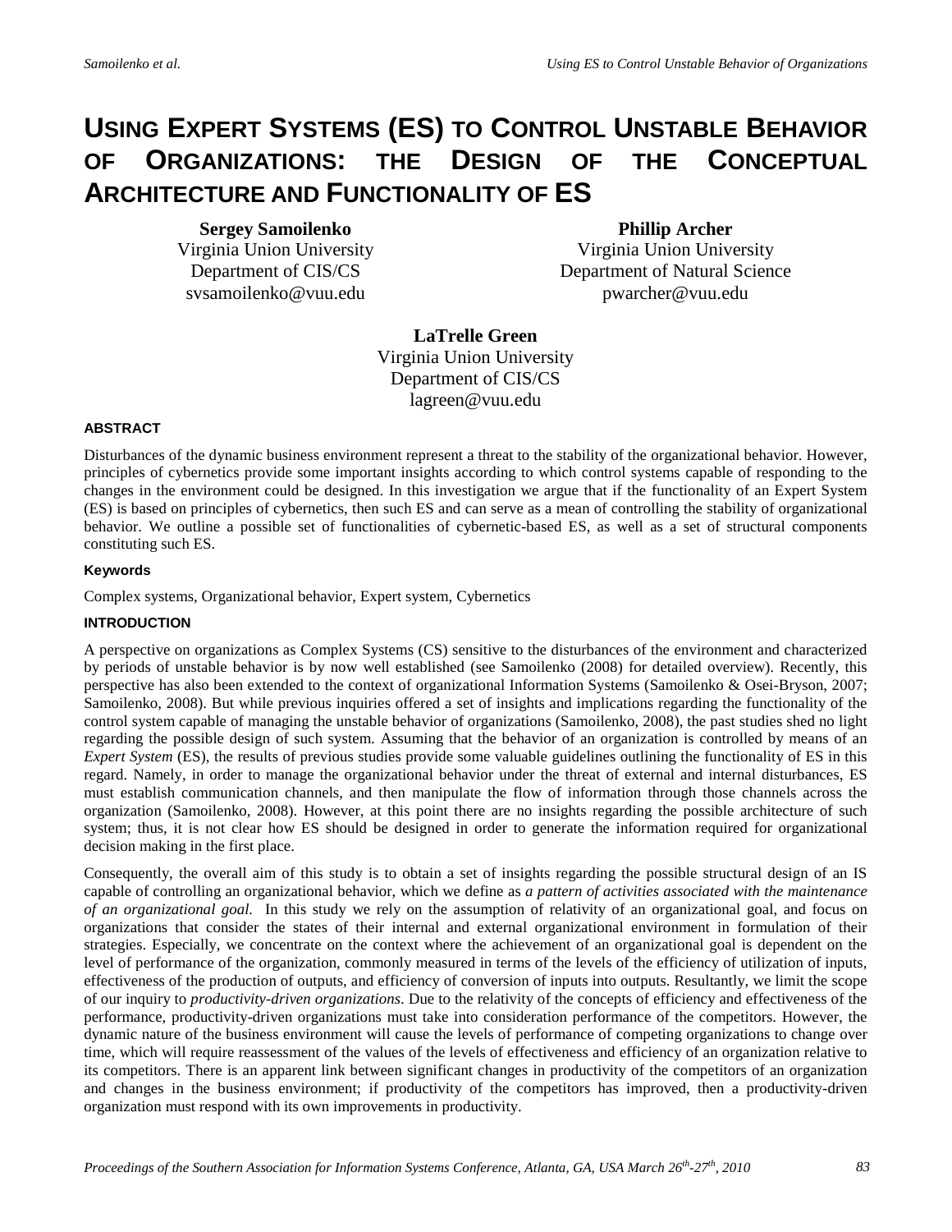# USING EXPERT SYSTEMS (ES) TO CONTROL UNSTABLE BEHAVIOR OF ORGANIZATIONS: THE DESIGN OF THE CONCEPTUAL ARCHITECTURE AND FUNCTIONALITY OF ES

**Sergey Samoilenko**
Virginia Union University
Department of CIS/CS
svsamoilenko@vuu.edu

**Phillip Archer**
Virginia Union University
Department of Natural Science
pwarcher@vuu.edu

**LaTrelle Green**
Virginia Union University
Department of CIS/CS
lagreen@vuu.edu

### ABSTRACT

Disturbances of the dynamic business environment represent a threat to the stability of the organizational behavior. However, principles of cybernetics provide some important insights according to which control systems capable of responding to the changes in the environment could be designed. In this investigation we argue that if the functionality of an Expert System (ES) is based on principles of cybernetics, then such ES and can serve as a mean of controlling the stability of organizational behavior. We outline a possible set of functionalities of cybernetic-based ES, as well as a set of structural components constituting such ES.

### Keywords

Complex systems, Organizational behavior, Expert system, Cybernetics

### INTRODUCTION

A perspective on organizations as Complex Systems (CS) sensitive to the disturbances of the environment and characterized by periods of unstable behavior is by now well established (see Samoilenko (2008) for detailed overview). Recently, this perspective has also been extended to the context of organizational Information Systems (Samoilenko & Osei-Bryson, 2007; Samoilenko, 2008). But while previous inquiries offered a set of insights and implications regarding the functionality of the control system capable of managing the unstable behavior of organizations (Samoilenko, 2008), the past studies shed no light regarding the possible design of such system. Assuming that the behavior of an organization is controlled by means of an *Expert System* (ES), the results of previous studies provide some valuable guidelines outlining the functionality of ES in this regard. Namely, in order to manage the organizational behavior under the threat of external and internal disturbances, ES must establish communication channels, and then manipulate the flow of information through those channels across the organization (Samoilenko, 2008). However, at this point there are no insights regarding the possible architecture of such system; thus, it is not clear how ES should be designed in order to generate the information required for organizational decision making in the first place.

Consequently, the overall aim of this study is to obtain a set of insights regarding the possible structural design of an IS capable of controlling an organizational behavior, which we define as *a pattern of activities associated with the maintenance of an organizational goal.* In this study we rely on the assumption of relativity of an organizational goal, and focus on organizations that consider the states of their internal and external organizational environment in formulation of their strategies. Especially, we concentrate on the context where the achievement of an organizational goal is dependent on the level of performance of the organization, commonly measured in terms of the levels of the efficiency of utilization of inputs, effectiveness of the production of outputs, and efficiency of conversion of inputs into outputs. Resultantly, we limit the scope of our inquiry to *productivity-driven organizations*. Due to the relativity of the concepts of efficiency and effectiveness of the performance, productivity-driven organizations must take into consideration performance of the competitors. However, the dynamic nature of the business environment will cause the levels of performance of competing organizations to change over time, which will require reassessment of the values of the levels of effectiveness and efficiency of an organization relative to its competitors. There is an apparent link between significant changes in productivity of the competitors of an organization and changes in the business environment; if productivity of the competitors has improved, then a productivity-driven organization must respond with its own improvements in productivity.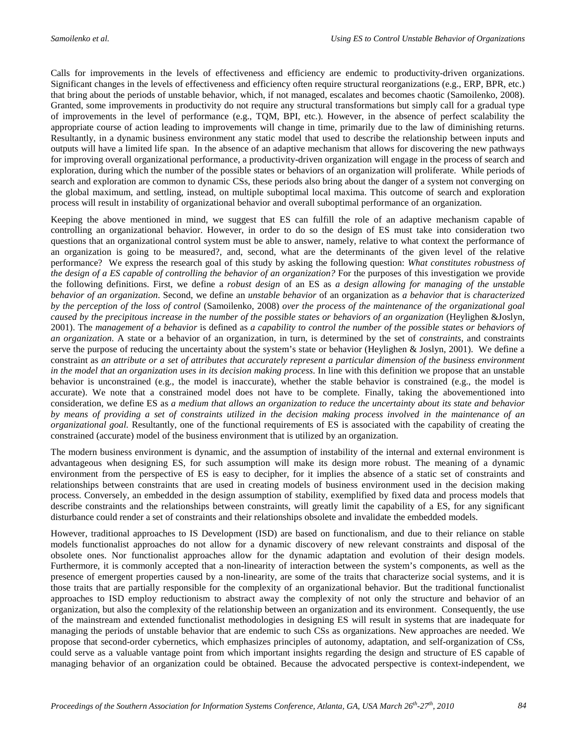Calls for improvements in the levels of effectiveness and efficiency are endemic to productivity-driven organizations. Significant changes in the levels of effectiveness and efficiency often require structural reorganizations (e.g., ERP, BPR, etc.) that bring about the periods of unstable behavior, which, if not managed, escalates and becomes chaotic (Samoilenko, 2008). Granted, some improvements in productivity do not require any structural transformations but simply call for a gradual type of improvements in the level of performance (e.g., TQM, BPI, etc.). However, in the absence of perfect scalability the appropriate course of action leading to improvements will change in time, primarily due to the law of diminishing returns. Resultantly, in a dynamic business environment any static model that used to describe the relationship between inputs and outputs will have a limited life span. In the absence of an adaptive mechanism that allows for discovering the new pathways for improving overall organizational performance, a productivity-driven organization will engage in the process of search and exploration, during which the number of the possible states or behaviors of an organization will proliferate. While periods of search and exploration are common to dynamic CSs, these periods also bring about the danger of a system not converging on the global maximum, and settling, instead, on multiple suboptimal local maxima. This outcome of search and exploration process will result in instability of organizational behavior and overall suboptimal performance of an organization.

Keeping the above mentioned in mind, we suggest that ES can fulfill the role of an adaptive mechanism capable of controlling an organizational behavior. However, in order to do so the design of ES must take into consideration two questions that an organizational control system must be able to answer, namely, relative to what context the performance of an organization is going to be measured?, and, second, what are the determinants of the given level of the relative performance? We express the research goal of this study by asking the following question: *What constitutes robustness of the design of a ES capable of controlling the behavior of an organization?* For the purposes of this investigation we provide the following definitions. First, we define a *robust design* of an ES as *a design allowing for managing of the unstable behavior of an organization*. Second, we define an *unstable behavior* of an organization as *a behavior that is characterized by the perception of the loss of control* (Samoilenko, 2008) *over the process of the maintenance of the organizational goal caused by the precipitous increase in the number of the possible states or behaviors of an organization* (Heylighen &Joslyn, 2001). The *management of a behavior* is defined as *a capability to control the number of the possible states or behaviors of an organization*. A state or a behavior of an organization, in turn, is determined by the set of *constraints*, and constraints serve the purpose of reducing the uncertainty about the system's state or behavior (Heylighen & Joslyn, 2001). We define a constraint as *an attribute or a set of attributes that accurately represent a particular dimension of the business environment in the model that an organization uses in its decision making process*. In line with this definition we propose that an unstable behavior is unconstrained (e.g., the model is inaccurate), whether the stable behavior is constrained (e.g., the model is accurate). We note that a constrained model does not have to be complete. Finally, taking the abovementioned into consideration, we define ES as *a medium that allows an organization to reduce the uncertainty about its state and behavior by means of providing a set of constraints utilized in the decision making process involved in the maintenance of an organizational goal.* Resultantly, one of the functional requirements of ES is associated with the capability of creating the constrained (accurate) model of the business environment that is utilized by an organization.

The modern business environment is dynamic, and the assumption of instability of the internal and external environment is advantageous when designing ES, for such assumption will make its design more robust. The meaning of a dynamic environment from the perspective of ES is easy to decipher, for it implies the absence of a static set of constraints and relationships between constraints that are used in creating models of business environment used in the decision making process. Conversely, an embedded in the design assumption of stability, exemplified by fixed data and process models that describe constraints and the relationships between constraints, will greatly limit the capability of a ES, for any significant disturbance could render a set of constraints and their relationships obsolete and invalidate the embedded models.

However, traditional approaches to IS Development (ISD) are based on functionalism, and due to their reliance on stable models functionalist approaches do not allow for a dynamic discovery of new relevant constraints and disposal of the obsolete ones. Nor functionalist approaches allow for the dynamic adaptation and evolution of their design models. Furthermore, it is commonly accepted that a non-linearity of interaction between the system's components, as well as the presence of emergent properties caused by a non-linearity, are some of the traits that characterize social systems, and it is those traits that are partially responsible for the complexity of an organizational behavior. But the traditional functionalist approaches to ISD employ reductionism to abstract away the complexity of not only the structure and behavior of an organization, but also the complexity of the relationship between an organization and its environment. Consequently, the use of the mainstream and extended functionalist methodologies in designing ES will result in systems that are inadequate for managing the periods of unstable behavior that are endemic to such CSs as organizations. New approaches are needed. We propose that second-order cybernetics, which emphasizes principles of autonomy, adaptation, and self-organization of CSs, could serve as a valuable vantage point from which important insights regarding the design and structure of ES capable of managing behavior of an organization could be obtained. Because the advocated perspective is context-independent, we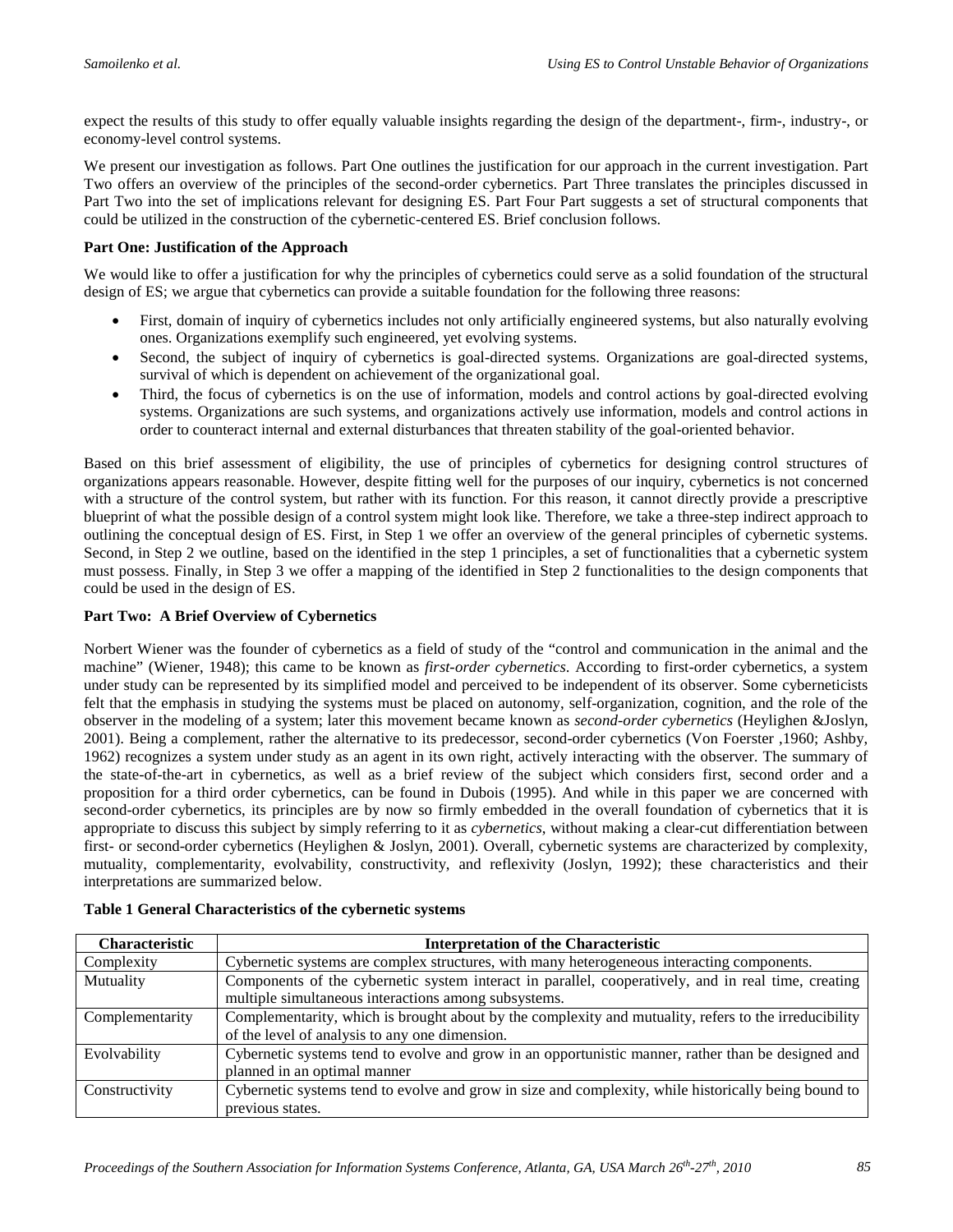expect the results of this study to offer equally valuable insights regarding the design of the department-, firm-, industry-, or economy-level control systems.

We present our investigation as follows. Part One outlines the justification for our approach in the current investigation. Part Two offers an overview of the principles of the second-order cybernetics. Part Three translates the principles discussed in Part Two into the set of implications relevant for designing ES. Part Four Part suggests a set of structural components that could be utilized in the construction of the cybernetic-centered ES. Brief conclusion follows.

**Part One: Justification of the Approach**

We would like to offer a justification for why the principles of cybernetics could serve as a solid foundation of the structural design of ES; we argue that cybernetics can provide a suitable foundation for the following three reasons:

- First, domain of inquiry of cybernetics includes not only artificially engineered systems, but also naturally evolving ones. Organizations exemplify such engineered, yet evolving systems.
- Second, the subject of inquiry of cybernetics is goal-directed systems. Organizations are goal-directed systems, survival of which is dependent on achievement of the organizational goal.
- Third, the focus of cybernetics is on the use of information, models and control actions by goal-directed evolving systems. Organizations are such systems, and organizations actively use information, models and control actions in order to counteract internal and external disturbances that threaten stability of the goal-oriented behavior.

Based on this brief assessment of eligibility, the use of principles of cybernetics for designing control structures of organizations appears reasonable. However, despite fitting well for the purposes of our inquiry, cybernetics is not concerned with a structure of the control system, but rather with its function. For this reason, it cannot directly provide a prescriptive blueprint of what the possible design of a control system might look like. Therefore, we take a three-step indirect approach to outlining the conceptual design of ES. First, in Step 1 we offer an overview of the general principles of cybernetic systems. Second, in Step 2 we outline, based on the identified in the step 1 principles, a set of functionalities that a cybernetic system must possess. Finally, in Step 3 we offer a mapping of the identified in Step 2 functionalities to the design components that could be used in the design of ES.

**Part Two: A Brief Overview of Cybernetics**

Norbert Wiener was the founder of cybernetics as a field of study of the "control and communication in the animal and the machine" (Wiener, 1948); this came to be known as *first-order cybernetics*. According to first-order cybernetics, a system under study can be represented by its simplified model and perceived to be independent of its observer. Some cyberneticists felt that the emphasis in studying the systems must be placed on autonomy, self-organization, cognition, and the role of the observer in the modeling of a system; later this movement became known as *second-order cybernetics* (Heylighen &Joslyn, 2001). Being a complement, rather the alternative to its predecessor, second-order cybernetics (Von Foerster ,1960; Ashby, 1962) recognizes a system under study as an agent in its own right, actively interacting with the observer. The summary of the state-of-the-art in cybernetics, as well as a brief review of the subject which considers first, second order and a proposition for a third order cybernetics, can be found in Dubois (1995). And while in this paper we are concerned with second-order cybernetics, its principles are by now so firmly embedded in the overall foundation of cybernetics that it is appropriate to discuss this subject by simply referring to it as *cybernetics*, without making a clear-cut differentiation between first- or second-order cybernetics (Heylighen & Joslyn, 2001). Overall, cybernetic systems are characterized by complexity, mutuality, complementarity, evolvability, constructivity, and reflexivity (Joslyn, 1992); these characteristics and their interpretations are summarized below.

**Table 1 General Characteristics of the cybernetic systems**

| Characteristic | Interpretation of the Characteristic |
|---|---|
| Complexity | Cybernetic systems are complex structures, with many heterogeneous interacting components. |
| Mutuality | Components of the cybernetic system interact in parallel, cooperatively, and in real time, creating multiple simultaneous interactions among subsystems. |
| Complementarity | Complementarity, which is brought about by the complexity and mutuality, refers to the irreducibility of the level of analysis to any one dimension. |
| Evolvability | Cybernetic systems tend to evolve and grow in an opportunistic manner, rather than be designed and planned in an optimal manner |
| Constructivity | Cybernetic systems tend to evolve and grow in size and complexity, while historically being bound to previous states. |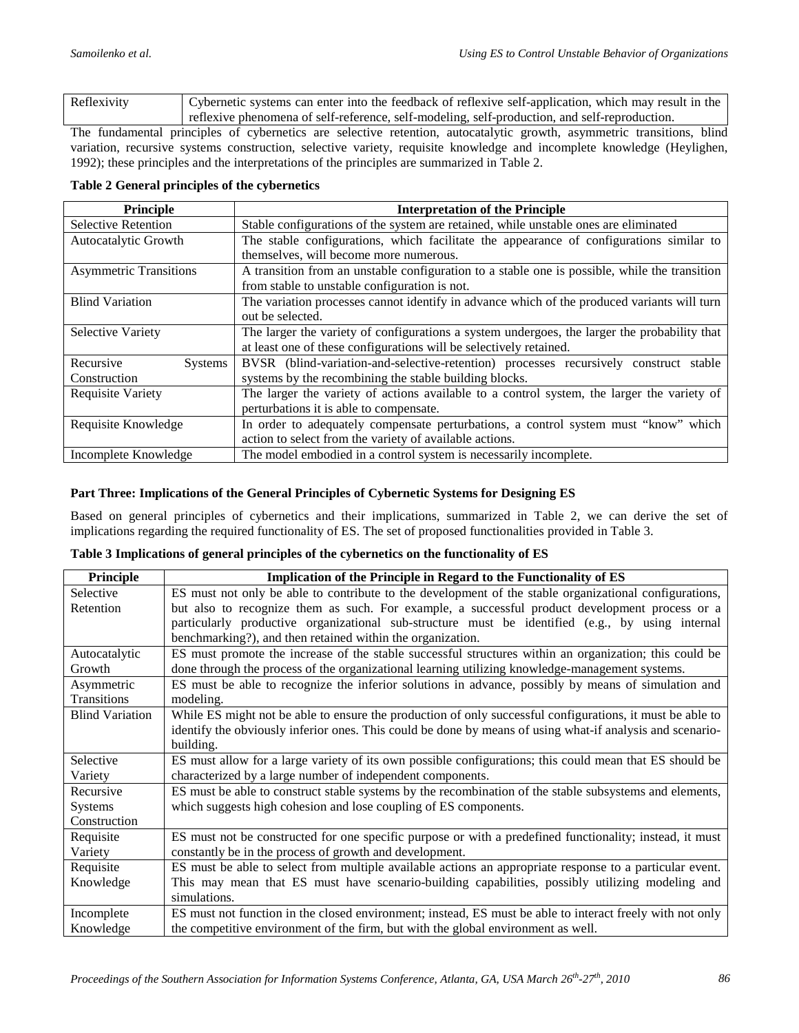| Reflexivity | Cybernetic systems can enter into the feedback of reflexive self-application, which may result in the reflexive phenomena of self-reference, self-modeling, self-production, and self-reproduction. |
|---|---|

The fundamental principles of cybernetics are selective retention, autocatalytic growth, asymmetric transitions, blind variation, recursive systems construction, selective variety, requisite knowledge and incomplete knowledge (Heylighen, 1992); these principles and the interpretations of the principles are summarized in Table 2.

**Table 2 General principles of the cybernetics**

| Principle | Interpretation of the Principle |
|---|---|
| Selective Retention | Stable configurations of the system are retained, while unstable ones are eliminated |
| Autocatalytic Growth | The stable configurations, which facilitate the appearance of configurations similar to themselves, will become more numerous. |
| Asymmetric Transitions | A transition from an unstable configuration to a stable one is possible, while the transition from stable to unstable configuration is not. |
| Blind Variation | The variation processes cannot identify in advance which of the produced variants will turn out be selected. |
| Selective Variety | The larger the variety of configurations a system undergoes, the larger the probability that at least one of these configurations will be selectively retained. |
| Recursive Systems Construction | BVSR (blind-variation-and-selective-retention) processes recursively construct stable systems by the recombining the stable building blocks. |
| Requisite Variety | The larger the variety of actions available to a control system, the larger the variety of perturbations it is able to compensate. |
| Requisite Knowledge | In order to adequately compensate perturbations, a control system must "know" which action to select from the variety of available actions. |
| Incomplete Knowledge | The model embodied in a control system is necessarily incomplete. |

**Part Three: Implications of the General Principles of Cybernetic Systems for Designing ES**

Based on general principles of cybernetics and their implications, summarized in Table 2, we can derive the set of implications regarding the required functionality of ES. The set of proposed functionalities provided in Table 3.

**Table 3 Implications of general principles of the cybernetics on the functionality of ES**

| Principle | Implication of the Principle in Regard to the Functionality of ES |
|---|---|
| Selective Retention | ES must not only be able to contribute to the development of the stable organizational configurations, but also to recognize them as such. For example, a successful product development process or a particularly productive organizational sub-structure must be identified (e.g., by using internal benchmarking?), and then retained within the organization. |
| Autocatalytic Growth | ES must promote the increase of the stable successful structures within an organization; this could be done through the process of the organizational learning utilizing knowledge-management systems. |
| Asymmetric Transitions | ES must be able to recognize the inferior solutions in advance, possibly by means of simulation and modeling. |
| Blind Variation | While ES might not be able to ensure the production of only successful configurations, it must be able to identify the obviously inferior ones. This could be done by means of using what-if analysis and scenario-building. |
| Selective Variety | ES must allow for a large variety of its own possible configurations; this could mean that ES should be characterized by a large number of independent components. |
| Recursive Systems Construction | ES must be able to construct stable systems by the recombination of the stable subsystems and elements, which suggests high cohesion and lose coupling of ES components. |
| Requisite Variety | ES must not be constructed for one specific purpose or with a predefined functionality; instead, it must constantly be in the process of growth and development. |
| Requisite Knowledge | ES must be able to select from multiple available actions an appropriate response to a particular event. This may mean that ES must have scenario-building capabilities, possibly utilizing modeling and simulations. |
| Incomplete Knowledge | ES must not function in the closed environment; instead, ES must be able to interact freely with not only the competitive environment of the firm, but with the global environment as well. |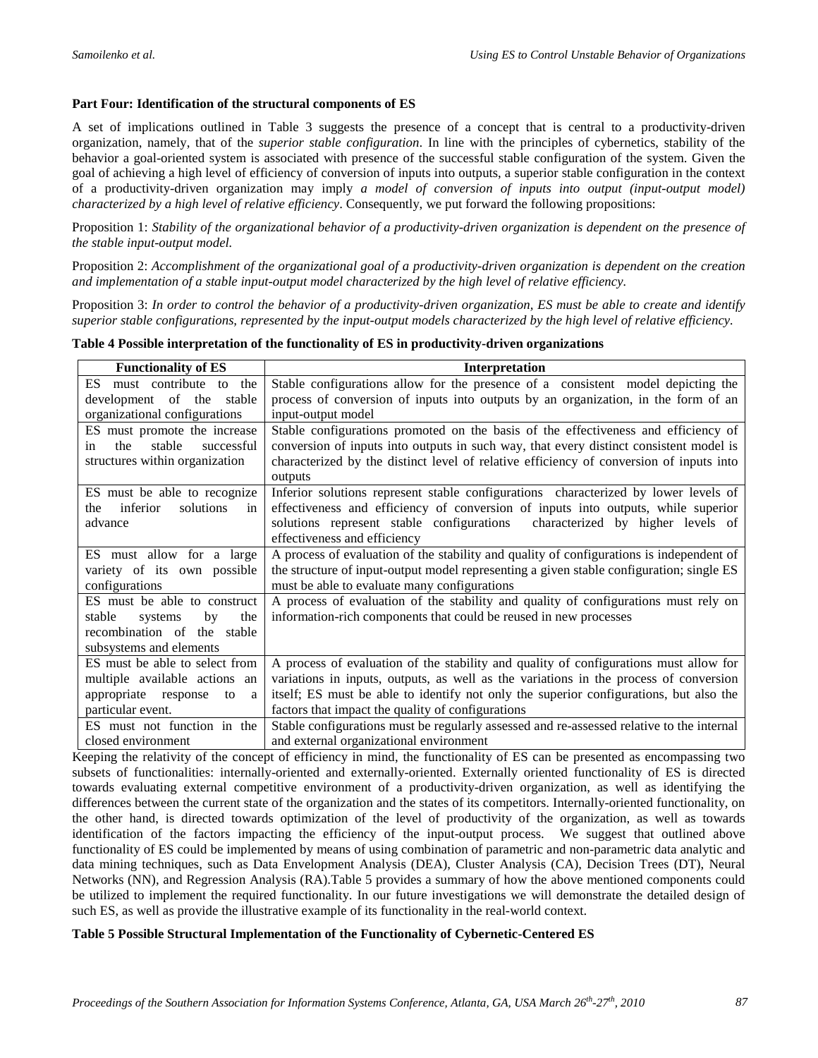**Part Four: Identification of the structural components of ES**

A set of implications outlined in Table 3 suggests the presence of a concept that is central to a productivity-driven organization, namely, that of the *superior stable configuration*. In line with the principles of cybernetics, stability of the behavior a goal-oriented system is associated with presence of the successful stable configuration of the system. Given the goal of achieving a high level of efficiency of conversion of inputs into outputs, a superior stable configuration in the context of a productivity-driven organization may imply *a model of conversion of inputs into output (input-output model) characterized by a high level of relative efficiency*. Consequently, we put forward the following propositions:

Proposition 1: *Stability of the organizational behavior of a productivity-driven organization is dependent on the presence of the stable input-output model.*

Proposition 2: *Accomplishment of the organizational goal of a productivity-driven organization is dependent on the creation and implementation of a stable input-output model characterized by the high level of relative efficiency.*

Proposition 3: *In order to control the behavior of a productivity-driven organization, ES must be able to create and identify superior stable configurations, represented by the input-output models characterized by the high level of relative efficiency.*

**Table 4 Possible interpretation of the functionality of ES in productivity-driven organizations**

| Functionality of ES | Interpretation |
|---|---|
| ES must contribute to the development of the stable organizational configurations | Stable configurations allow for the presence of a consistent model depicting the process of conversion of inputs into outputs by an organization, in the form of an input-output model |
| ES must promote the increase in the stable successful structures within organization | Stable configurations promoted on the basis of the effectiveness and efficiency of conversion of inputs into outputs in such way, that every distinct consistent model is characterized by the distinct level of relative efficiency of conversion of inputs into outputs |
| ES must be able to recognize the inferior solutions in advance | Inferior solutions represent stable configurations characterized by lower levels of effectiveness and efficiency of conversion of inputs into outputs, while superior solutions represent stable configurations characterized by higher levels of effectiveness and efficiency |
| ES must allow for a large variety of its own possible configurations | A process of evaluation of the stability and quality of configurations is independent of the structure of input-output model representing a given stable configuration; single ES must be able to evaluate many configurations |
| ES must be able to construct stable systems by the recombination of the stable subsystems and elements | A process of evaluation of the stability and quality of configurations must rely on information-rich components that could be reused in new processes |
| ES must be able to select from multiple available actions an appropriate response to a particular event. | A process of evaluation of the stability and quality of configurations must allow for variations in inputs, outputs, as well as the variations in the process of conversion itself; ES must be able to identify not only the superior configurations, but also the factors that impact the quality of configurations |
| ES must not function in the closed environment | Stable configurations must be regularly assessed and re-assessed relative to the internal and external organizational environment |

Keeping the relativity of the concept of efficiency in mind, the functionality of ES can be presented as encompassing two subsets of functionalities: internally-oriented and externally-oriented. Externally oriented functionality of ES is directed towards evaluating external competitive environment of a productivity-driven organization, as well as identifying the differences between the current state of the organization and the states of its competitors. Internally-oriented functionality, on the other hand, is directed towards optimization of the level of productivity of the organization, as well as towards identification of the factors impacting the efficiency of the input-output process. We suggest that outlined above functionality of ES could be implemented by means of using combination of parametric and non-parametric data analytic and data mining techniques, such as Data Envelopment Analysis (DEA), Cluster Analysis (CA), Decision Trees (DT), Neural Networks (NN), and Regression Analysis (RA).Table 5 provides a summary of how the above mentioned components could be utilized to implement the required functionality. In our future investigations we will demonstrate the detailed design of such ES, as well as provide the illustrative example of its functionality in the real-world context.

**Table 5 Possible Structural Implementation of the Functionality of Cybernetic-Centered ES**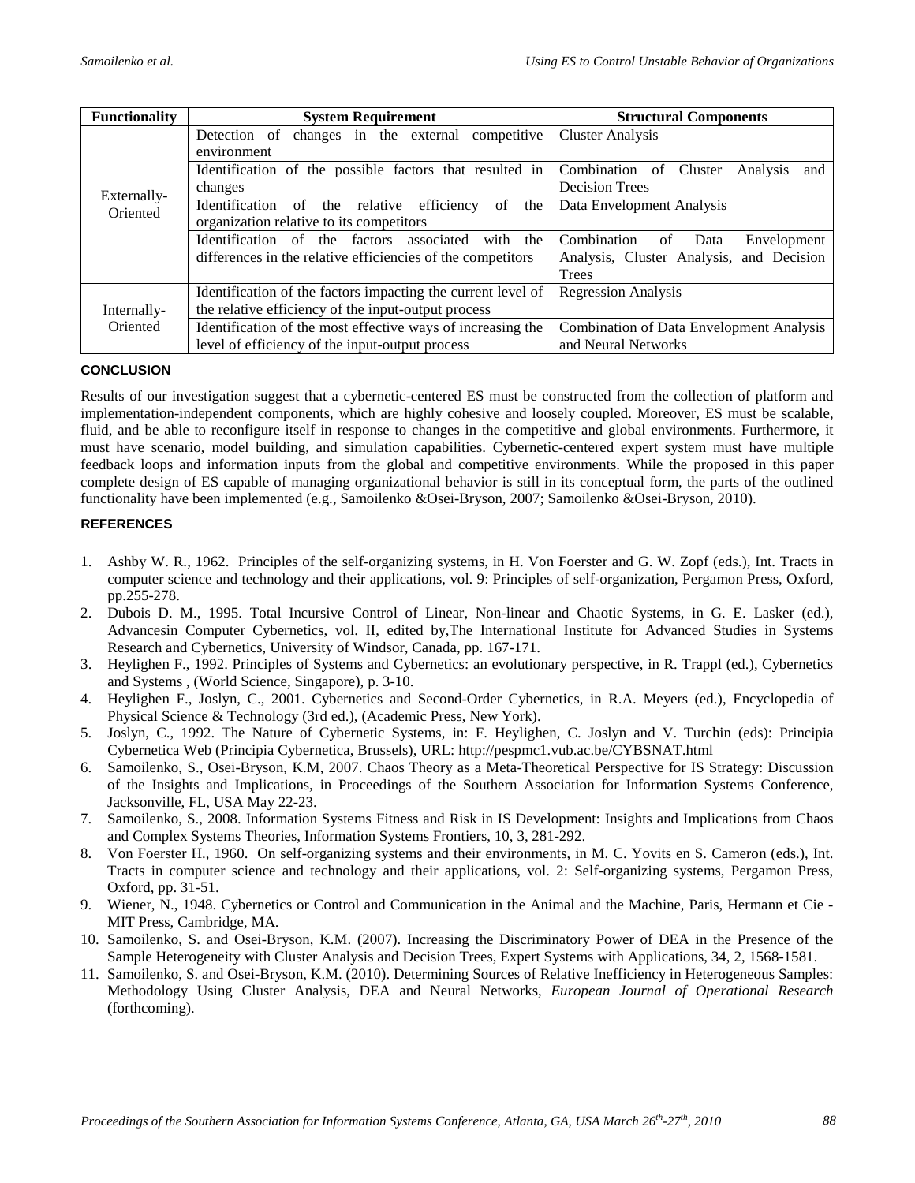| Functionality | System Requirement | Structural Components |
|---|---|---|
| Externally-Oriented | Detection of changes in the external competitive environment | Cluster Analysis |
| | Identification of the possible factors that resulted in changes | Combination of Cluster Analysis and Decision Trees |
| | Identification of the relative efficiency of the organization relative to its competitors | Data Envelopment Analysis |
| | Identification of the factors associated with the differences in the relative efficiencies of the competitors | Combination of Data Envelopment Analysis, Cluster Analysis, and Decision Trees |
| Internally-Oriented | Identification of the factors impacting the current level of the relative efficiency of the input-output process | Regression Analysis |
| | Identification of the most effective ways of increasing the level of efficiency of the input-output process | Combination of Data Envelopment Analysis and Neural Networks |

## CONCLUSION

Results of our investigation suggest that a cybernetic-centered ES must be constructed from the collection of platform and implementation-independent components, which are highly cohesive and loosely coupled. Moreover, ES must be scalable, fluid, and be able to reconfigure itself in response to changes in the competitive and global environments. Furthermore, it must have scenario, model building, and simulation capabilities. Cybernetic-centered expert system must have multiple feedback loops and information inputs from the global and competitive environments. While the proposed in this paper complete design of ES capable of managing organizational behavior is still in its conceptual form, the parts of the outlined functionality have been implemented (e.g., Samoilenko &Osei-Bryson, 2007; Samoilenko &Osei-Bryson, 2010).

## REFERENCES

1. Ashby W. R., 1962. Principles of the self-organizing systems, in H. Von Foerster and G. W. Zopf (eds.), Int. Tracts in computer science and technology and their applications, vol. 9: Principles of self-organization, Pergamon Press, Oxford, pp.255-278.
2. Dubois D. M., 1995. Total Incursive Control of Linear, Non-linear and Chaotic Systems, in G. E. Lasker (ed.), Advancesin Computer Cybernetics, vol. II, edited by,The International Institute for Advanced Studies in Systems Research and Cybernetics, University of Windsor, Canada, pp. 167-171.
3. Heylighen F., 1992. Principles of Systems and Cybernetics: an evolutionary perspective, in R. Trappl (ed.), Cybernetics and Systems , (World Science, Singapore), p. 3-10.
4. Heylighen F., Joslyn, C., 2001. Cybernetics and Second-Order Cybernetics, in R.A. Meyers (ed.), Encyclopedia of Physical Science & Technology (3rd ed.), (Academic Press, New York).
5. Joslyn, C., 1992. The Nature of Cybernetic Systems, in: F. Heylighen, C. Joslyn and V. Turchin (eds): Principia Cybernetica Web (Principia Cybernetica, Brussels), URL: http://pespmc1.vub.ac.be/CYBSNAT.html
6. Samoilenko, S., Osei-Bryson, K.M, 2007. Chaos Theory as a Meta-Theoretical Perspective for IS Strategy: Discussion of the Insights and Implications, in Proceedings of the Southern Association for Information Systems Conference, Jacksonville, FL, USA May 22-23.
7. Samoilenko, S., 2008. Information Systems Fitness and Risk in IS Development: Insights and Implications from Chaos and Complex Systems Theories, Information Systems Frontiers, 10, 3, 281-292.
8. Von Foerster H., 1960. On self-organizing systems and their environments, in M. C. Yovits en S. Cameron (eds.), Int. Tracts in computer science and technology and their applications, vol. 2: Self-organizing systems, Pergamon Press, Oxford, pp. 31-51.
9. Wiener, N., 1948. Cybernetics or Control and Communication in the Animal and the Machine, Paris, Hermann et Cie - MIT Press, Cambridge, MA.
10. Samoilenko, S. and Osei-Bryson, K.M. (2007). Increasing the Discriminatory Power of DEA in the Presence of the Sample Heterogeneity with Cluster Analysis and Decision Trees, Expert Systems with Applications, 34, 2, 1568-1581.
11. Samoilenko, S. and Osei-Bryson, K.M. (2010). Determining Sources of Relative Inefficiency in Heterogeneous Samples: Methodology Using Cluster Analysis, DEA and Neural Networks, *European Journal of Operational Research* (forthcoming).